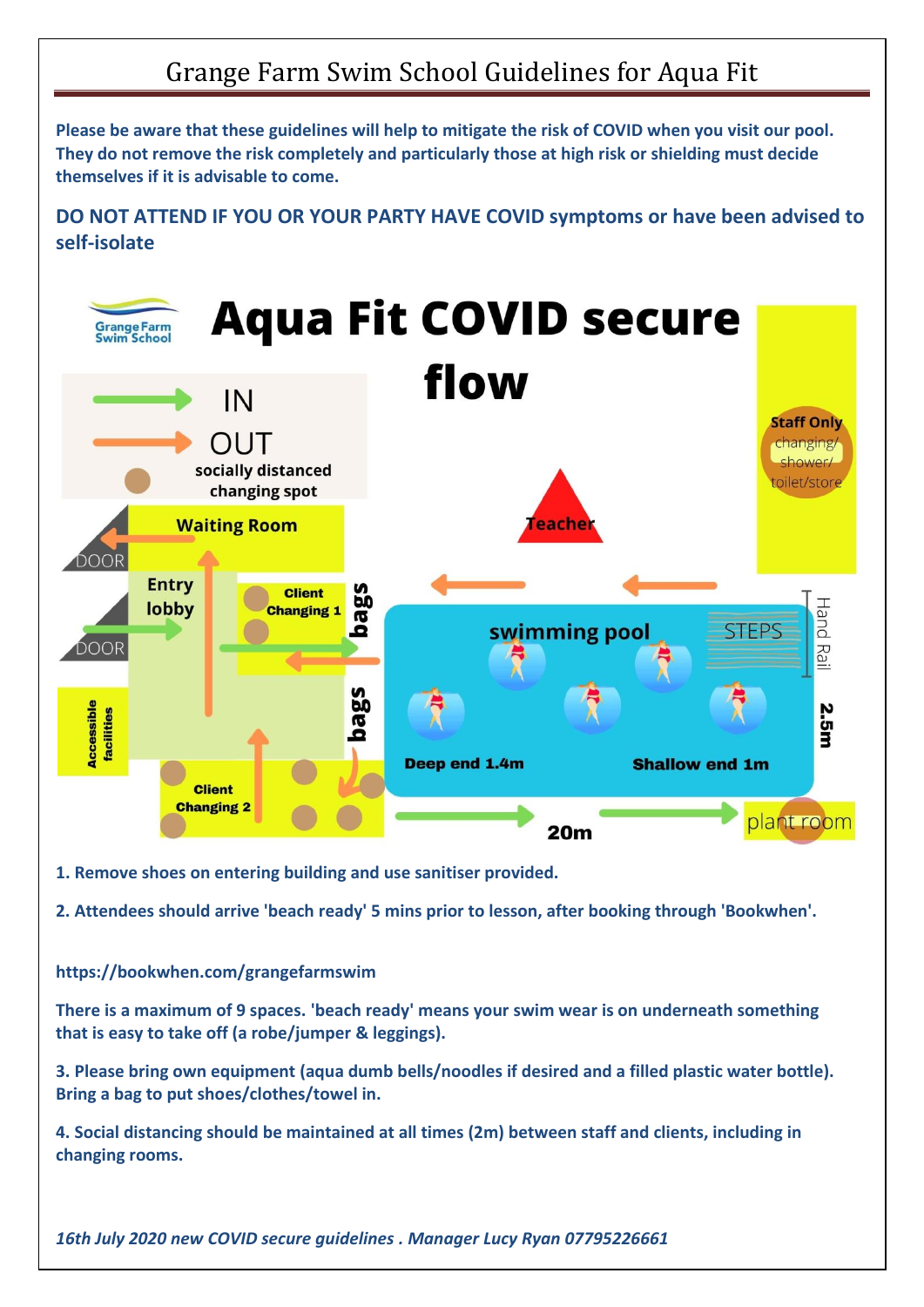# Grange Farm Swim School Guidelines for Aqua Fit

**Please be aware that these guidelines will help to mitigate the risk of COVID when you visit our pool. They do not remove the risk completely and particularly those at high risk or shielding must decide themselves if it is advisable to come.**

**DO NOT ATTEND IF YOU OR YOUR PARTY HAVE COVID symptoms or have been advised to self-isolate**

## Aqua Fit COVID secure flow

IN

OUT

socially distanced changing spot

Waiting Room

DOOR

Entry lobby

DOOR

Client Changing 1

bags

bags

Accessible facilities

Client Changing 2

Teacher

Staff Only changing/ shower/ toilet/store

swimming pool

STEPS

Hand Rail

Deep end 1.4m

Shallow end 1m

2.5m

20m

plant room

**1. Remove shoes on entering building and use sanitiser provided.**

**2. Attendees should arrive 'beach ready' 5 mins prior to lesson, after booking through 'Bookwhen'.**

**https://bookwhen.com/grangefarmswim**

**There is a maximum of 9 spaces. 'beach ready' means your swim wear is on underneath something that is easy to take off (a robe/jumper & leggings).**

**3. Please bring own equipment (aqua dumb bells/noodles if desired and a filled plastic water bottle). Bring a bag to put shoes/clothes/towel in.**

**4. Social distancing should be maintained at all times (2m) between staff and clients, including in changing rooms.**

***16th July 2020 new COVID secure guidelines . Manager Lucy Ryan 07795226661***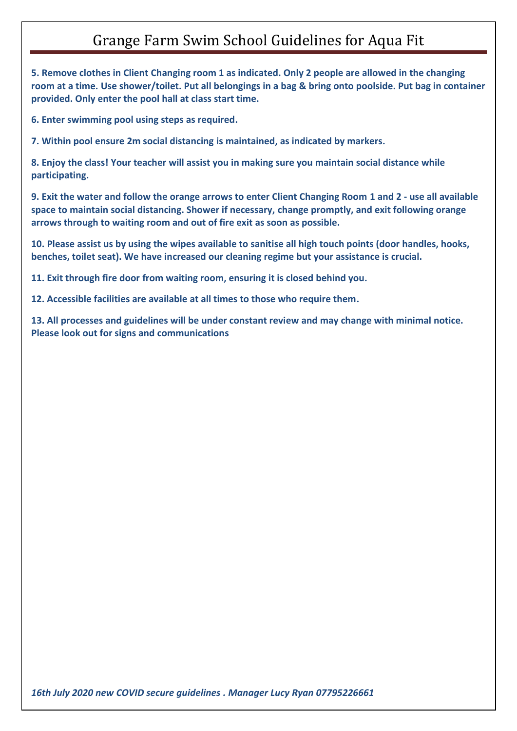# Grange Farm Swim School Guidelines for Aqua Fit

**5. Remove clothes in Client Changing room 1 as indicated. Only 2 people are allowed in the changing room at a time. Use shower/toilet. Put all belongings in a bag & bring onto poolside. Put bag in container provided. Only enter the pool hall at class start time.**

**6. Enter swimming pool using steps as required.**

**7. Within pool ensure 2m social distancing is maintained, as indicated by markers.**

**8. Enjoy the class! Your teacher will assist you in making sure you maintain social distance while participating.**

**9. Exit the water and follow the orange arrows to enter Client Changing Room 1 and 2 - use all available space to maintain social distancing. Shower if necessary, change promptly, and exit following orange arrows through to waiting room and out of fire exit as soon as possible.**

**10. Please assist us by using the wipes available to sanitise all high touch points (door handles, hooks, benches, toilet seat). We have increased our cleaning regime but your assistance is crucial.**

**11. Exit through fire door from waiting room, ensuring it is closed behind you.**

**12. Accessible facilities are available at all times to those who require them.**

**13. All processes and guidelines will be under constant review and may change with minimal notice. Please look out for signs and communications**

***16th July 2020 new COVID secure guidelines . Manager Lucy Ryan 07795226661***